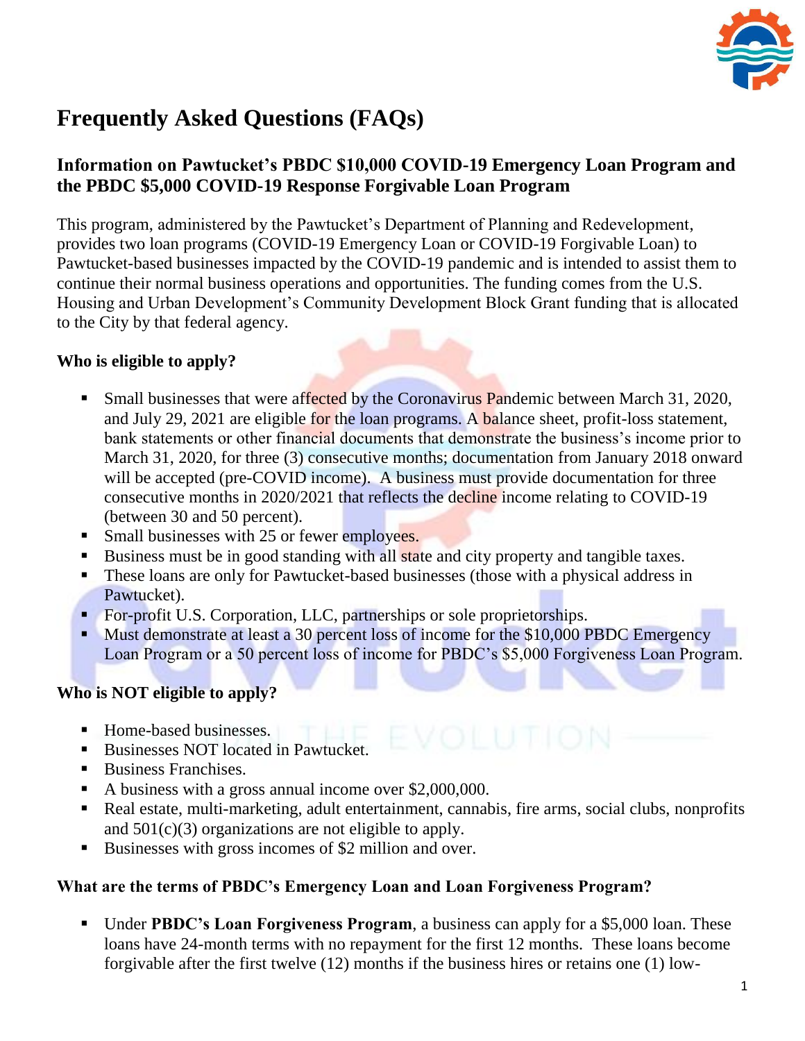# Frequently Asked Questions (FAQs)

## Information on Pawtucket's PBDC $10,000 COVID-19 Emergency Loan Program and the PBDC $5,000 COVID-19 Response Forgivable Loan Program

This program, administered by the Pawtucket's Department of Planning and Redevelopment, provides two loan programs (COVID-19 Emergency Loan or COVID-19 Forgivable Loan) to Pawtucket-based businesses impacted by the COVID-19 pandemic and is intended to assist them to continue their normal business operations and opportunities. The funding comes from the U.S. Housing and Urban Development's Community Development Block Grant funding that is allocated to the City by that federal agency.

### Who is eligible to apply?

- Small businesses that were affected by the Coronavirus Pandemic between March 31, 2020, and July 29, 2021 are eligible for the loan programs. A balance sheet, profit-loss statement, bank statements or other financial documents that demonstrate the business's income prior to March 31, 2020, for three (3) consecutive months; documentation from January 2018 onward will be accepted (pre-COVID income). A business must provide documentation for three consecutive months in 2020/2021 that reflects the decline income relating to COVID-19 (between 30 and 50 percent).
- Small businesses with 25 or fewer employees.
- Business must be in good standing with all state and city property and tangible taxes.
- These loans are only for Pawtucket-based businesses (those with a physical address in Pawtucket).
- For-profit U.S. Corporation, LLC, partnerships or sole proprietorships.
- Must demonstrate at least a 30 percent loss of income for the $10,000 PBDC Emergency Loan Program or a 50 percent loss of income for PBDC's $5,000 Forgiveness Loan Program.

### Who is NOT eligible to apply?

- Home-based businesses.
- Businesses NOT located in Pawtucket.
- Business Franchises.
- A business with a gross annual income over $2,000,000.
- Real estate, multi-marketing, adult entertainment, cannabis, fire arms, social clubs, nonprofits and 501(c)(3) organizations are not eligible to apply.
- Businesses with gross incomes of $2 million and over.

### What are the terms of PBDC's Emergency Loan and Loan Forgiveness Program?

- Under **PBDC's Loan Forgiveness Program**, a business can apply for a $5,000 loan. These loans have 24-month terms with no repayment for the first 12 months. These loans become forgivable after the first twelve (12) months if the business hires or retains one (1) low-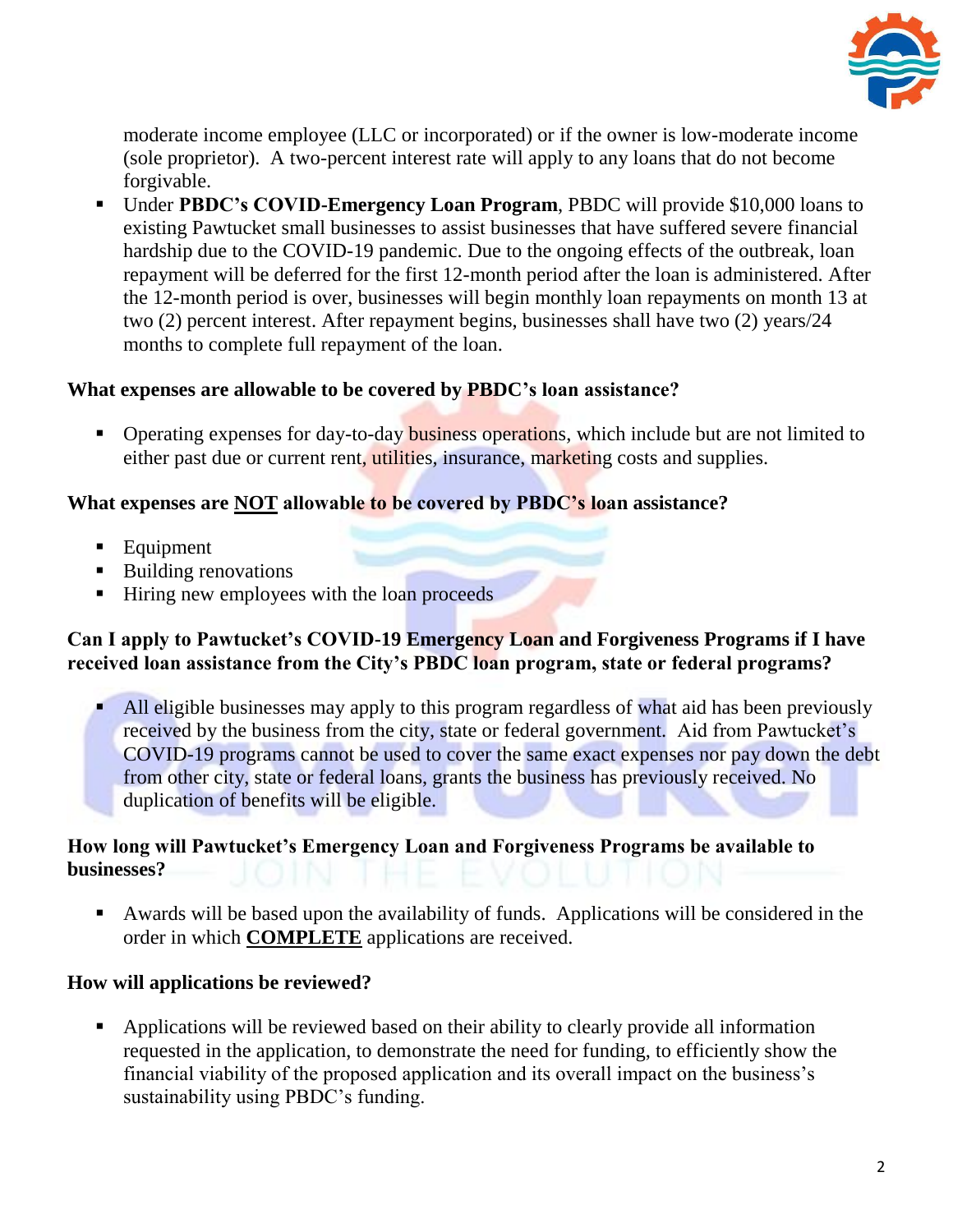moderate income employee (LLC or incorporated) or if the owner is low-moderate income (sole proprietor). A two-percent interest rate will apply to any loans that do not become forgivable.

- Under **PBDC's COVID-Emergency Loan Program**, PBDC will provide $10,000 loans to existing Pawtucket small businesses to assist businesses that have suffered severe financial hardship due to the COVID-19 pandemic. Due to the ongoing effects of the outbreak, loan repayment will be deferred for the first 12-month period after the loan is administered. After the 12-month period is over, businesses will begin monthly loan repayments on month 13 at two (2) percent interest. After repayment begins, businesses shall have two (2) years/24 months to complete full repayment of the loan.

**What expenses are allowable to be covered by PBDC's loan assistance?**

- Operating expenses for day-to-day business operations, which include but are not limited to either past due or current rent, utilities, insurance, marketing costs and supplies.

**What expenses are <u>NOT</u> allowable to be covered by PBDC's loan assistance?**

- Equipment
- Building renovations
- Hiring new employees with the loan proceeds

**Can I apply to Pawtucket's COVID-19 Emergency Loan and Forgiveness Programs if I have received loan assistance from the City's PBDC loan program, state or federal programs?**

- All eligible businesses may apply to this program regardless of what aid has been previously received by the business from the city, state or federal government. Aid from Pawtucket's COVID-19 programs cannot be used to cover the same exact expenses nor pay down the debt from other city, state or federal loans, grants the business has previously received. No duplication of benefits will be eligible.

**How long will Pawtucket's Emergency Loan and Forgiveness Programs be available to businesses?**

- Awards will be based upon the availability of funds. Applications will be considered in the order in which **<u>COMPLETE</u>** applications are received.

**How will applications be reviewed?**

- Applications will be reviewed based on their ability to clearly provide all information requested in the application, to demonstrate the need for funding, to efficiently show the financial viability of the proposed application and its overall impact on the business's sustainability using PBDC's funding.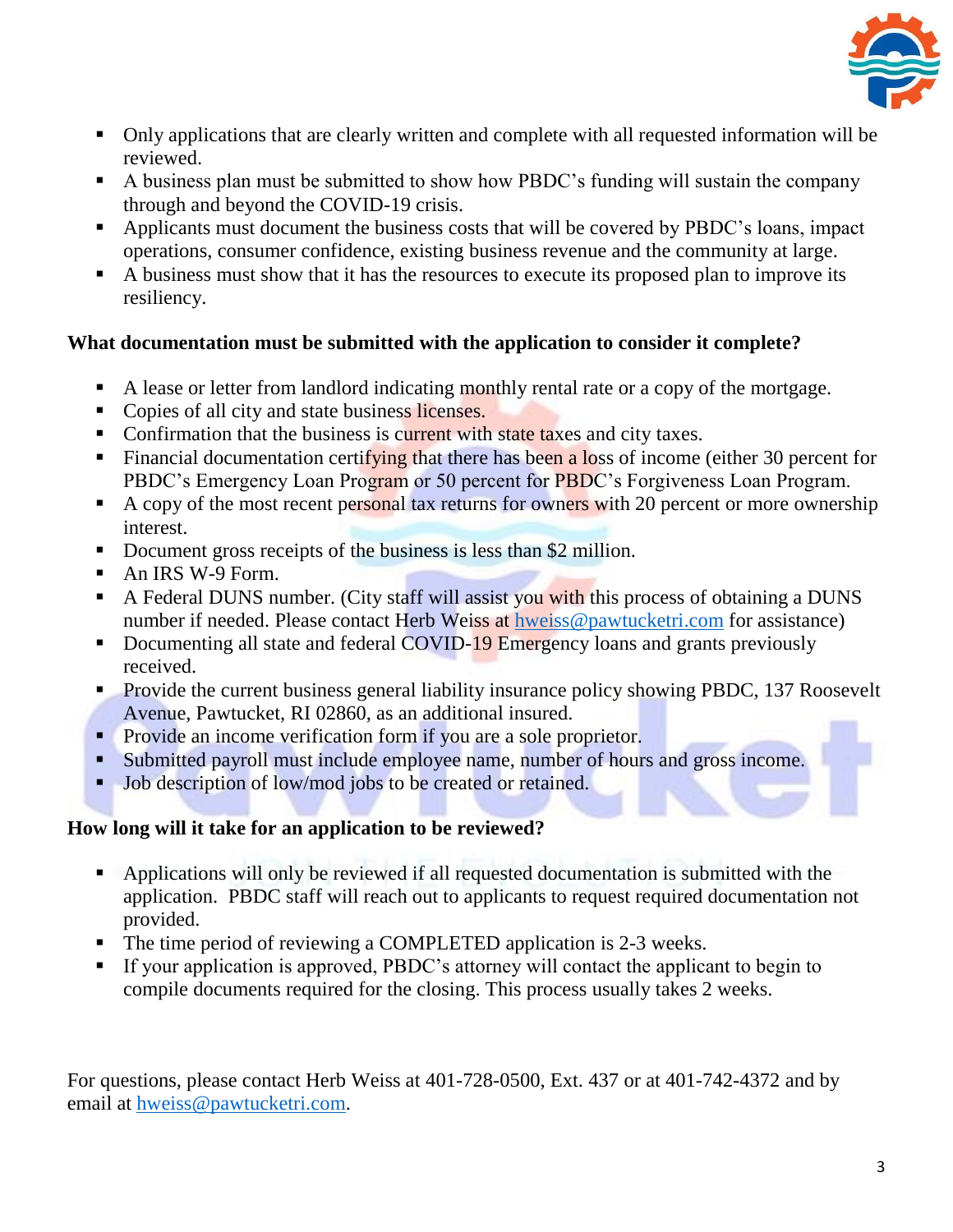- Only applications that are clearly written and complete with all requested information will be reviewed.
- A business plan must be submitted to show how PBDC's funding will sustain the company through and beyond the COVID-19 crisis.
- Applicants must document the business costs that will be covered by PBDC's loans, impact operations, consumer confidence, existing business revenue and the community at large.
- A business must show that it has the resources to execute its proposed plan to improve its resiliency.

**What documentation must be submitted with the application to consider it complete?**

- A lease or letter from landlord indicating monthly rental rate or a copy of the mortgage.
- Copies of all city and state business licenses.
- Confirmation that the business is current with state taxes and city taxes.
- Financial documentation certifying that there has been a loss of income (either 30 percent for PBDC's Emergency Loan Program or 50 percent for PBDC's Forgiveness Loan Program.
- A copy of the most recent personal tax returns for owners with 20 percent or more ownership interest.
- Document gross receipts of the business is less than $2 million.
- An IRS W-9 Form.
- A Federal DUNS number. (City staff will assist you with this process of obtaining a DUNS number if needed. Please contact Herb Weiss at hweiss@pawtucketri.com for assistance)
- Documenting all state and federal COVID-19 Emergency loans and grants previously received.
- Provide the current business general liability insurance policy showing PBDC, 137 Roosevelt Avenue, Pawtucket, RI 02860, as an additional insured.
- Provide an income verification form if you are a sole proprietor.
- Submitted payroll must include employee name, number of hours and gross income.
- Job description of low/mod jobs to be created or retained.

**How long will it take for an application to be reviewed?**

- Applications will only be reviewed if all requested documentation is submitted with the application. PBDC staff will reach out to applicants to request required documentation not provided.
- The time period of reviewing a COMPLETED application is 2-3 weeks.
- If your application is approved, PBDC's attorney will contact the applicant to begin to compile documents required for the closing. This process usually takes 2 weeks.

For questions, please contact Herb Weiss at 401-728-0500, Ext. 437 or at 401-742-4372 and by email at hweiss@pawtucketri.com.